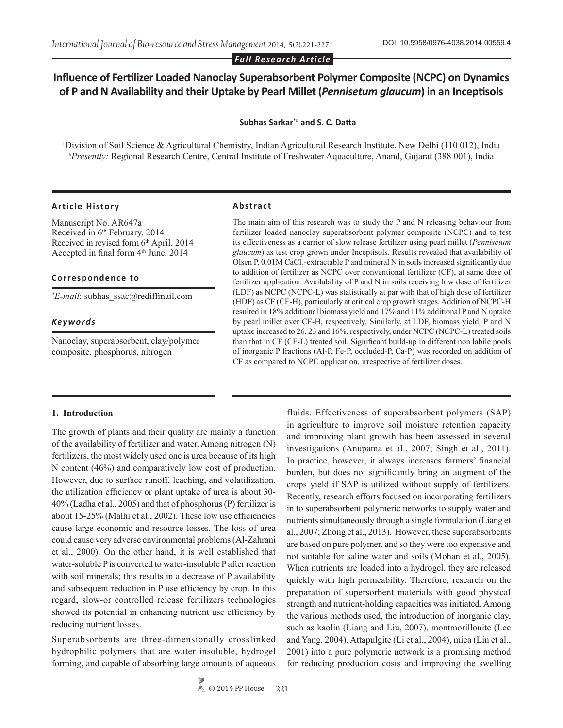*Full Research Article*

# Influence of Fertilizer Loaded Nanoclay Superabsorbent Polymer Composite (NCPC) on Dynamics of P and N Availability and their Uptake by Pearl Millet (*Pennisetum glaucum*) in an Inceptisols

**Subhas Sarkar[*#] and S. C. Datta**

[1]Division of Soil Science & Agricultural Chemistry, Indian Agricultural Research Institute, New Delhi (110 012), India
[#]*Presently:* Regional Research Centre, Central Institute of Freshwater Aquaculture, Anand, Gujarat (388 001), India

### Article History

Manuscript No. AR647a
Received in 6th February, 2014
Received in revised form 6th April, 2014
Accepted in final form 4th June, 2014

### Correspondence to

[*]*E-mail*: subhas_ssac@rediffmail.com

### *Keywords*

Nanoclay, superabsorbent, clay/polymer composite, phosphorus, nitrogen

### Abstract

The main aim of this research was to study the P and N releasing behaviour from fertilizer loaded nanoclay superabsorbent polymer composite (NCPC) and to test its effectiveness as a carrier of slow release fertilizer using pearl millet (*Pennisetum glaucum*) as test crop grown under Inceptisols. Results revealed that availability of Olsen P, 0.01M $CaCl_2$-extractable P and mineral N in soils increased significantly due to addition of fertilizer as NCPC over conventional fertilizer (CF), at same dose of fertilizer application. Availability of P and N in soils receiving low dose of fertilizer (LDF) as NCPC (NCPC-L) was statistically at par with that of high dose of fertilizer (HDF) as CF (CF-H), particularly at critical crop growth stages. Addition of NCPC-H resulted in 18% additional biomass yield and 17% and 11% additional P and N uptake by pearl millet over CF-H, respectively. Similarly, at LDF, biomass yield, P and N uptake increased to 26, 23 and 16%, respectively, under NCPC (NCPC-L) treated soils than that in CF (CF-L) treated soil. Significant build-up in different non labile pools of inorganic P fractions (Al-P, Fe-P, occluded-P, Ca-P) was recorded on addition of CF as compared to NCPC application, irrespective of fertilizer doses.

## 1. Introduction

The growth of plants and their quality are mainly a function of the availability of fertilizer and water. Among nitrogen (N) fertilizers, the most widely used one is urea because of its high N content (46%) and comparatively low cost of production. However, due to surface runoff, leaching, and volatilization, the utilization efficiency or plant uptake of urea is about 30-40% (Ladha et al., 2005) and that of phosphorus (P) fertilizer is about 15-25% (Malhi et al., 2002). These low use efficiencies cause large economic and resource losses. The loss of urea could cause very adverse environmental problems (Al-Zahrani et al., 2000). On the other hand, it is well established that water-soluble P is converted to water-insoluble P after reaction with soil minerals; this results in a decrease of P availability and subsequent reduction in P use efficiency by crop. In this regard, slow-or controlled release fertilizers technologies showed its potential in enhancing nutrient use efficiency by reducing nutrient losses.

Superabsorbents are three-dimensionally crosslinked hydrophilic polymers that are water insoluble, hydrogel forming, and capable of absorbing large amounts of aqueous fluids. Effectiveness of superabsorbent polymers (SAP) in agriculture to improve soil moisture retention capacity and improving plant growth has been assessed in several investigations (Anupama et al., 2007; Singh et al., 2011). In practice, however, it always increases farmers' financial burden, but does not significantly bring an augment of the crops yield if SAP is utilized without supply of fertilizers. Recently, research efforts focused on incorporating fertilizers in to superabsorbent polymeric networks to supply water and nutrients simultaneously through a single formulation (Liang et al., 2007; Zhong et al., 2013). However, these superabsorbents are based on pure polymer, and so they were too expensive and not suitable for saline water and soils (Mohan et al., 2005). When nutrients are loaded into a hydrogel, they are released quickly with high permeability. Therefore, research on the preparation of supersorbent materials with good physical strength and nutrient-holding capacities was initiated. Among the various methods used, the introduction of inorganic clay, such as kaolin (Liang and Liu, 2007), montmorillonite (Lee and Yang, 2004), Attapulgite (Li et al., 2004), mica (Lin et al., 2001) into a pure polymeric network is a promising method for reducing production costs and improving the swelling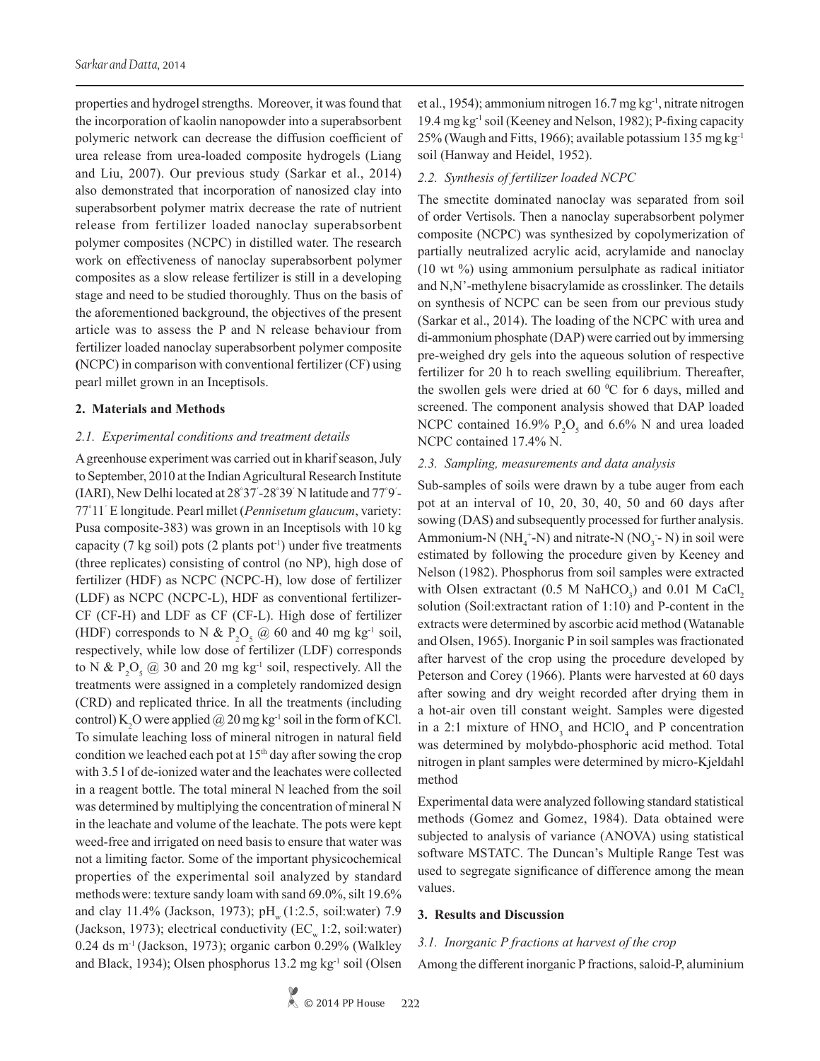properties and hydrogel strengths. Moreover, it was found that the incorporation of kaolin nanopowder into a superabsorbent polymeric network can decrease the diffusion coefficient of urea release from urea-loaded composite hydrogels (Liang and Liu, 2007). Our previous study (Sarkar et al., 2014) also demonstrated that incorporation of nanosized clay into superabsorbent polymer matrix decrease the rate of nutrient release from fertilizer loaded nanoclay superabsorbent polymer composites (NCPC) in distilled water. The research work on effectiveness of nanoclay superabsorbent polymer composites as a slow release fertilizer is still in a developing stage and need to be studied thoroughly. Thus on the basis of the aforementioned background, the objectives of the present article was to assess the P and N release behaviour from fertilizer loaded nanoclay superabsorbent polymer composite **(**NCPC) in comparison with conventional fertilizer (CF) using pearl millet grown in an Inceptisols.

## 2. Materials and Methods

### *2.1. Experimental conditions and treatment details*

A greenhouse experiment was carried out in kharif season, July to September, 2010 at the Indian Agricultural Research Institute (IARI), New Delhi located at $28^{\circ}37'$-$28^{\circ}39'$ N latitude and $77^{\circ}9'$-$77^{\circ}11'$ E longitude. Pearl millet (*Pennisetum glaucum*, variety: Pusa composite-383) was grown in an Inceptisols with 10 kg capacity (7 kg soil) pots (2 plants pot$^{-1}$) under five treatments (three replicates) consisting of control (no NP), high dose of fertilizer (HDF) as NCPC (NCPC-H), low dose of fertilizer (LDF) as NCPC (NCPC-L), HDF as conventional fertilizer-CF (CF-H) and LDF as CF (CF-L). High dose of fertilizer (HDF) corresponds to N & $P_2O_5$ @ 60 and 40 mg kg$^{-1}$ soil, respectively, while low dose of fertilizer (LDF) corresponds to N & $P_2O_5$ @ 30 and 20 mg kg$^{-1}$ soil, respectively. All the treatments were assigned in a completely randomized design (CRD) and replicated thrice. In all the treatments (including control) $K_2O$ were applied @ 20 mg kg$^{-1}$ soil in the form of KCl. To simulate leaching loss of mineral nitrogen in natural field condition we leached each pot at 15$^{th}$ day after sowing the crop with 3.5 l of de-ionized water and the leachates were collected in a reagent bottle. The total mineral N leached from the soil was determined by multiplying the concentration of mineral N in the leachate and volume of the leachate. The pots were kept weed-free and irrigated on need basis to ensure that water was not a limiting factor. Some of the important physicochemical properties of the experimental soil analyzed by standard methods were: texture sandy loam with sand 69.0%, silt 19.6% and clay 11.4% (Jackson, 1973); $pH_w$ (1:2.5, soil:water) 7.9 (Jackson, 1973); electrical conductivity ($EC_w$ 1:2, soil:water) 0.24 ds m$^{-1}$ (Jackson, 1973); organic carbon 0.29% (Walkley and Black, 1934); Olsen phosphorus 13.2 mg kg$^{-1}$ soil (Olsen et al., 1954); ammonium nitrogen 16.7 mg kg$^{-1}$, nitrate nitrogen 19.4 mg kg$^{-1}$ soil (Keeney and Nelson, 1982); P-fixing capacity 25% (Waugh and Fitts, 1966); available potassium 135 mg kg$^{-1}$ soil (Hanway and Heidel, 1952).

### *2.2. Synthesis of fertilizer loaded NCPC*

The smectite dominated nanoclay was separated from soil of order Vertisols. Then a nanoclay superabsorbent polymer composite (NCPC) was synthesized by copolymerization of partially neutralized acrylic acid, acrylamide and nanoclay (10 wt %) using ammonium persulphate as radical initiator and N,N'-methylene bisacrylamide as crosslinker. The details on synthesis of NCPC can be seen from our previous study (Sarkar et al., 2014). The loading of the NCPC with urea and di-ammonium phosphate (DAP) were carried out by immersing pre-weighed dry gels into the aqueous solution of respective fertilizer for 20 h to reach swelling equilibrium. Thereafter, the swollen gels were dried at 60 $^{0}$C for 6 days, milled and screened. The component analysis showed that DAP loaded NCPC contained 16.9% $P_2O_5$ and 6.6% N and urea loaded NCPC contained 17.4% N.

### *2.3. Sampling, measurements and data analysis*

Sub-samples of soils were drawn by a tube auger from each pot at an interval of 10, 20, 30, 40, 50 and 60 days after sowing (DAS) and subsequently processed for further analysis. Ammonium-N ($NH_4^+$-N) and nitrate-N ($NO_3^-$- N) in soil were estimated by following the procedure given by Keeney and Nelson (1982). Phosphorus from soil samples were extracted with Olsen extractant (0.5 M $NaHCO_3$) and 0.01 M $CaCl_2$ solution (Soil:extractant ration of 1:10) and P-content in the extracts were determined by ascorbic acid method (Watanable and Olsen, 1965). Inorganic P in soil samples was fractionated after harvest of the crop using the procedure developed by Peterson and Corey (1966). Plants were harvested at 60 days after sowing and dry weight recorded after drying them in a hot-air oven till constant weight. Samples were digested in a 2:1 mixture of $HNO_3$ and $HClO_4$ and P concentration was determined by molybdo-phosphoric acid method. Total nitrogen in plant samples were determined by micro-Kjeldahl method

Experimental data were analyzed following standard statistical methods (Gomez and Gomez, 1984). Data obtained were subjected to analysis of variance (ANOVA) using statistical software MSTATC. The Duncan's Multiple Range Test was used to segregate significance of difference among the mean values.

## 3. Results and Discussion

### *3.1. Inorganic P fractions at harvest of the crop*

Among the different inorganic P fractions, saloid-P, aluminium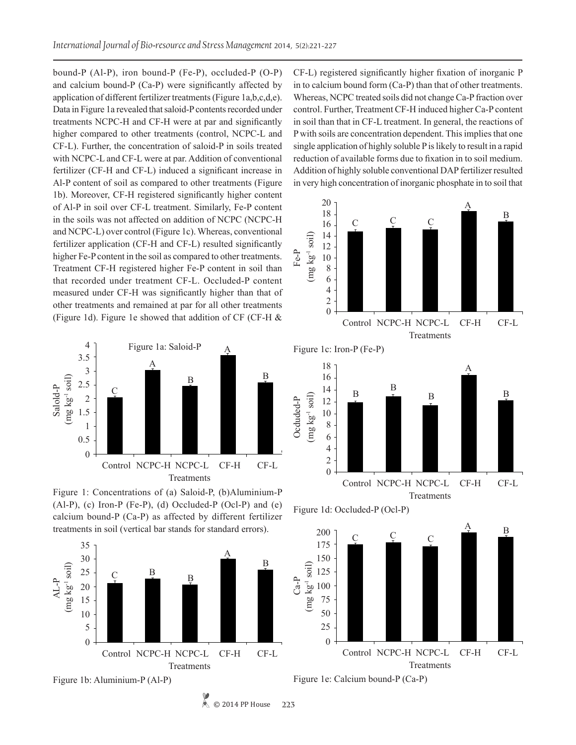bound-P (Al-P), iron bound-P (Fe-P), occluded-P (O-P) and calcium bound-P (Ca-P) were significantly affected by application of different fertilizer treatments (Figure 1a,b,c,d,e). Data in Figure 1a revealed that saloid-P contents recorded under treatments NCPC-H and CF-H were at par and significantly higher compared to other treatments (control, NCPC-L and CF-L). Further, the concentration of saloid-P in soils treated with NCPC-L and CF-L were at par. Addition of conventional fertilizer (CF-H and CF-L) induced a significant increase in Al-P content of soil as compared to other treatments (Figure 1b). Moreover, CF-H registered significantly higher content of Al-P in soil over CF-L treatment. Similarly, Fe-P content in the soils was not affected on addition of NCPC (NCPC-H and NCPC-L) over control (Figure 1c). Whereas, conventional fertilizer application (CF-H and CF-L) resulted significantly higher Fe-P content in the soil as compared to other treatments. Treatment CF-H registered higher Fe-P content in soil than that recorded under treatment CF-L. Occluded-P content measured under CF-H was significantly higher than that of other treatments and remained at par for all other treatments (Figure 1d). Figure 1e showed that addition of CF (CF-H & CF-L) registered significantly higher fixation of inorganic P in to calcium bound form (Ca-P) than that of other treatments. Whereas, NCPC treated soils did not change Ca-P fraction over control. Further, Treatment CF-H induced higher Ca-P content in soil than that in CF-L treatment. In general, the reactions of P with soils are concentration dependent. This implies that one single application of highly soluble P is likely to result in a rapid reduction of available forms due to fixation in to soil medium. Addition of highly soluble conventional DAP fertilizer resulted in very high concentration of inorganic phosphate in to soil that

Figure 1a: Saloid-P

Figure 1: Concentrations of (a) Saloid-P, (b)Aluminium-P (Al-P), (c) Iron-P (Fe-P), (d) Occluded-P (Ocl-P) and (e) calcium bound-P (Ca-P) as affected by different fertilizer treatments in soil (vertical bar stands for standard errors).

Figure 1b: Aluminium-P (Al-P)

Figure 1c: Iron-P (Fe-P)

Figure 1d: Occluded-P (Ocl-P)

Figure 1e: Calcium bound-P (Ca-P)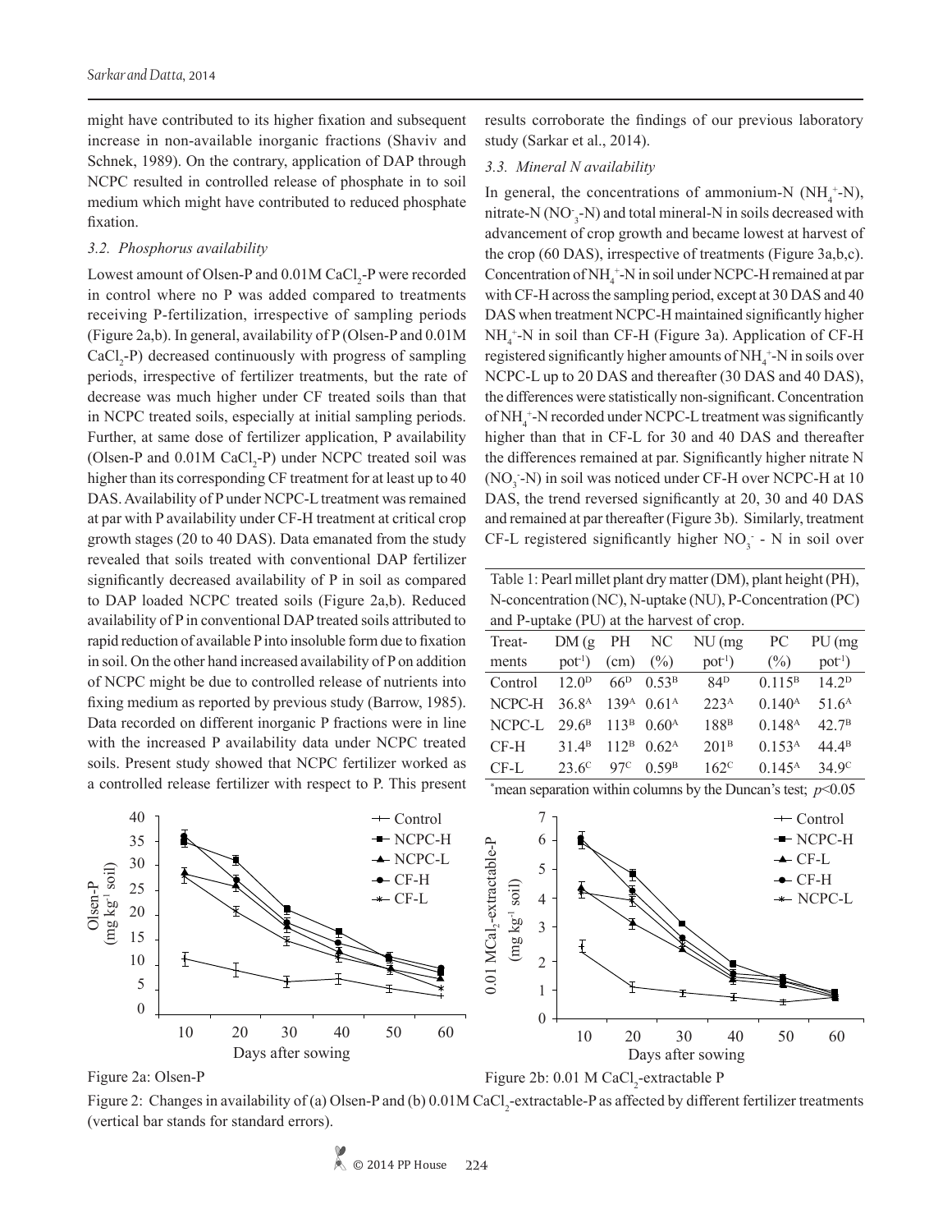might have contributed to its higher fixation and subsequent increase in non-available inorganic fractions (Shaviv and Schnek, 1989). On the contrary, application of DAP through NCPC resulted in controlled release of phosphate in to soil medium which might have contributed to reduced phosphate fixation.

### 3.2. Phosphorus availability

Lowest amount of Olsen-P and 0.01M $CaCl_2$-P were recorded in control where no P was added compared to treatments receiving P-fertilization, irrespective of sampling periods (Figure 2a,b). In general, availability of P (Olsen-P and 0.01M $CaCl_2$-P) decreased continuously with progress of sampling periods, irrespective of fertilizer treatments, but the rate of decrease was much higher under CF treated soils than that in NCPC treated soils, especially at initial sampling periods. Further, at same dose of fertilizer application, P availability (Olsen-P and 0.01M $CaCl_2$-P) under NCPC treated soil was higher than its corresponding CF treatment for at least up to 40 DAS. Availability of P under NCPC-L treatment was remained at par with P availability under CF-H treatment at critical crop growth stages (20 to 40 DAS). Data emanated from the study revealed that soils treated with conventional DAP fertilizer significantly decreased availability of P in soil as compared to DAP loaded NCPC treated soils (Figure 2a,b). Reduced availability of P in conventional DAP treated soils attributed to rapid reduction of available P into insoluble form due to fixation in soil. On the other hand increased availability of P on addition of NCPC might be due to controlled release of nutrients into fixing medium as reported by previous study (Barrow, 1985). Data recorded on different inorganic P fractions were in line with the increased P availability data under NCPC treated soils. Present study showed that NCPC fertilizer worked as a controlled release fertilizer with respect to P. This present results corroborate the findings of our previous laboratory study (Sarkar et al., 2014).

### 3.3. Mineral N availability

In general, the concentrations of ammonium-N ($NH_4^+$-N), nitrate-N ($NO_3^-$-N) and total mineral-N in soils decreased with advancement of crop growth and became lowest at harvest of the crop (60 DAS), irrespective of treatments (Figure 3a,b,c). Concentration of $NH_4^+$-N in soil under NCPC-H remained at par with CF-H across the sampling period, except at 30 DAS and 40 DAS when treatment NCPC-H maintained significantly higher $NH_4^+$-N in soil than CF-H (Figure 3a). Application of CF-H registered significantly higher amounts of $NH_4^+$-N in soils over NCPC-L up to 20 DAS and thereafter (30 DAS and 40 DAS), the differences were statistically non-significant. Concentration of $NH_4^+$-N recorded under NCPC-L treatment was significantly higher than that in CF-L for 30 and 40 DAS and thereafter the differences remained at par. Significantly higher nitrate N ($NO_3^-$-N) in soil was noticed under CF-H over NCPC-H at 10 DAS, the trend reversed significantly at 20, 30 and 40 DAS and remained at par thereafter (Figure 3b). Similarly, treatment CF-L registered significantly higher $NO_3^-$ - N in soil over

Table 1: Pearl millet plant dry matter (DM), plant height (PH), N-concentration (NC), N-uptake (NU), P-Concentration (PC) and P-uptake (PU) at the harvest of crop.

| Treatments | DM (g pot$^{-1}$) | PH (cm) | NC (%) | NU (mg pot$^{-1}$) | PC (%) | PU (mg pot$^{-1}$) |
|---|---|---|---|---|---|---|
| Control | 12.0$^{D}$ | 66$^{D}$ | 0.53$^{B}$ | 84$^{D}$ | 0.115$^{B}$ | 14.2$^{D}$ |
| NCPC-H | 36.8$^{A}$ | 139$^{A}$ | 0.61$^{A}$ | 223$^{A}$ | 0.140$^{A}$ | 51.6$^{A}$ |
| NCPC-L | 29.6$^{B}$ | 113$^{B}$ | 0.60$^{A}$ | 188$^{B}$ | 0.148$^{A}$ | 42.7$^{B}$ |
| CF-H | 31.4$^{B}$ | 112$^{B}$ | 0.62$^{A}$ | 201$^{B}$ | 0.153$^{A}$ | 44.4$^{B}$ |
| CF-L | 23.6$^{C}$ | 97$^{C}$ | 0.59$^{B}$ | 162$^{C}$ | 0.145$^{A}$ | 34.9$^{C}$ |

*mean separation within columns by the Duncan's test; $p<0.05$

Figure 2a: Olsen-P

Figure 2b: 0.01 M $CaCl_2$-extractable P

Figure 2: Changes in availability of (a) Olsen-P and (b) 0.01M $CaCl_2$-extractable-P as affected by different fertilizer treatments (vertical bar stands for standard errors).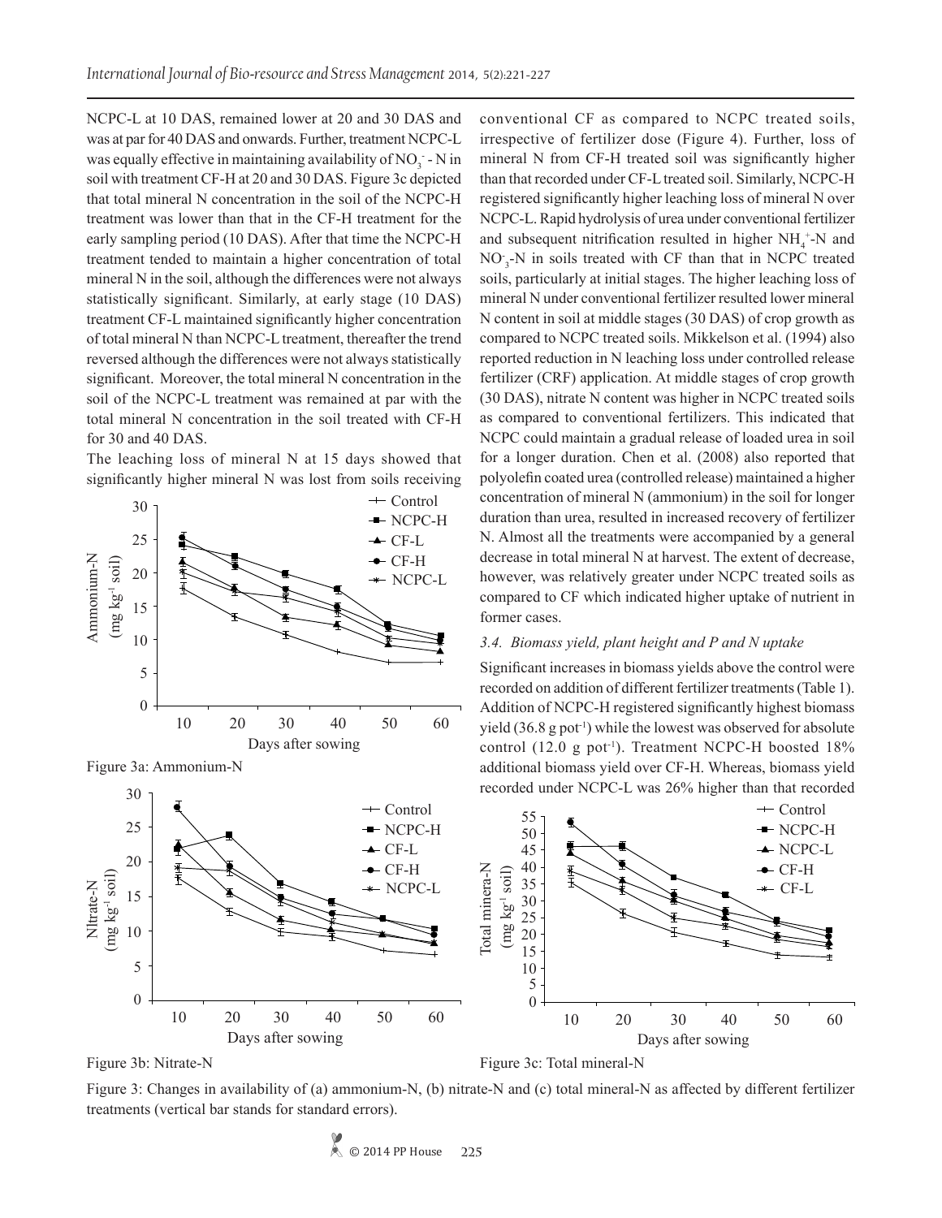NCPC-L at 10 DAS, remained lower at 20 and 30 DAS and was at par for 40 DAS and onwards. Further, treatment NCPC-L was equally effective in maintaining availability of $NO_3^-$ - N in soil with treatment CF-H at 20 and 30 DAS. Figure 3c depicted that total mineral N concentration in the soil of the NCPC-H treatment was lower than that in the CF-H treatment for the early sampling period (10 DAS). After that time the NCPC-H treatment tended to maintain a higher concentration of total mineral N in the soil, although the differences were not always statistically significant. Similarly, at early stage (10 DAS) treatment CF-L maintained significantly higher concentration of total mineral N than NCPC-L treatment, thereafter the trend reversed although the differences were not always statistically significant. Moreover, the total mineral N concentration in the soil of the NCPC-L treatment was remained at par with the total mineral N concentration in the soil treated with CF-H for 30 and 40 DAS.

The leaching loss of mineral N at 15 days showed that significantly higher mineral N was lost from soils receiving conventional CF as compared to NCPC treated soils, irrespective of fertilizer dose (Figure 4). Further, loss of mineral N from CF-H treated soil was significantly higher than that recorded under CF-L treated soil. Similarly, NCPC-H registered significantly higher leaching loss of mineral N over NCPC-L. Rapid hydrolysis of urea under conventional fertilizer and subsequent nitrification resulted in higher $NH_4^+$-N and $NO_3^-$-N in soils treated with CF than that in NCPC treated soils, particularly at initial stages. The higher leaching loss of mineral N under conventional fertilizer resulted lower mineral N content in soil at middle stages (30 DAS) of crop growth as compared to NCPC treated soils. Mikkelson et al. (1994) also reported reduction in N leaching loss under controlled release fertilizer (CRF) application. At middle stages of crop growth (30 DAS), nitrate N content was higher in NCPC treated soils as compared to conventional fertilizers. This indicated that NCPC could maintain a gradual release of loaded urea in soil for a longer duration. Chen et al. (2008) also reported that polyolefin coated urea (controlled release) maintained a higher concentration of mineral N (ammonium) in the soil for longer duration than urea, resulted in increased recovery of fertilizer N. Almost all the treatments were accompanied by a general decrease in total mineral N at harvest. The extent of decrease, however, was relatively greater under NCPC treated soils as compared to CF which indicated higher uptake of nutrient in former cases.

### 3.4. Biomass yield, plant height and P and N uptake

Significant increases in biomass yields above the control were recorded on addition of different fertilizer treatments (Table 1). Addition of NCPC-H registered significantly highest biomass yield (36.8 g pot$^{-1}$) while the lowest was observed for absolute control (12.0 g pot$^{-1}$). Treatment NCPC-H boosted 18% additional biomass yield over CF-H. Whereas, biomass yield recorded under NCPC-L was 26% higher than that recorded

Figure 3a: Ammonium-N

Figure 3b: Nitrate-N

Figure 3c: Total mineral-N

Figure 3: Changes in availability of (a) ammonium-N, (b) nitrate-N and (c) total mineral-N as affected by different fertilizer treatments (vertical bar stands for standard errors).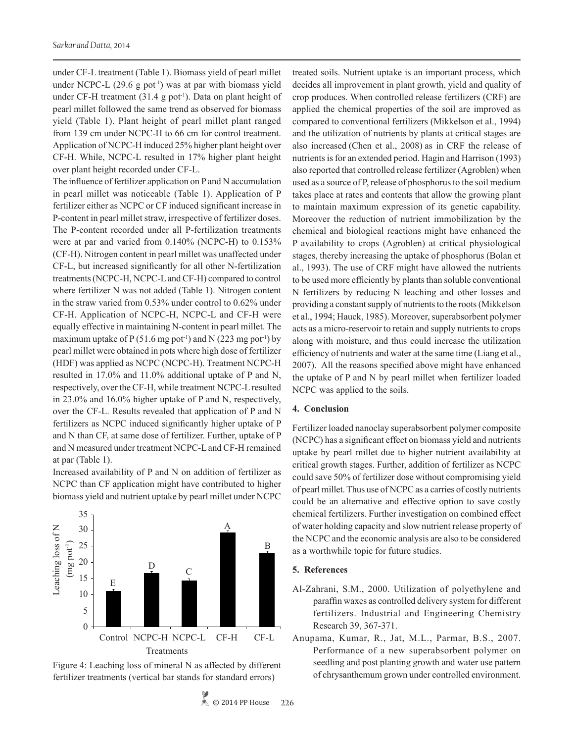under CF-L treatment (Table 1). Biomass yield of pearl millet under NCPC-L (29.6 g pot$^{-1}$) was at par with biomass yield under CF-H treatment (31.4 g pot$^{-1}$). Data on plant height of pearl millet followed the same trend as observed for biomass yield (Table 1). Plant height of pearl millet plant ranged from 139 cm under NCPC-H to 66 cm for control treatment. Application of NCPC-H induced 25% higher plant height over CF-H. While, NCPC-L resulted in 17% higher plant height over plant height recorded under CF-L.

The influence of fertilizer application on P and N accumulation in pearl millet was noticeable (Table 1). Application of P fertilizer either as NCPC or CF induced significant increase in P-content in pearl millet straw, irrespective of fertilizer doses. The P-content recorded under all P-fertilization treatments were at par and varied from 0.140% (NCPC-H) to 0.153% (CF-H). Nitrogen content in pearl millet was unaffected under CF-L, but increased significantly for all other N-fertilization treatments (NCPC-H, NCPC-L and CF-H) compared to control where fertilizer N was not added (Table 1). Nitrogen content in the straw varied from 0.53% under control to 0.62% under CF-H. Application of NCPC-H, NCPC-L and CF-H were equally effective in maintaining N-content in pearl millet. The maximum uptake of P (51.6 mg pot$^{-1}$) and N (223 mg pot$^{-1}$) by pearl millet were obtained in pots where high dose of fertilizer (HDF) was applied as NCPC (NCPC-H). Treatment NCPC-H resulted in 17.0% and 11.0% additional uptake of P and N, respectively, over the CF-H, while treatment NCPC-L resulted in 23.0% and 16.0% higher uptake of P and N, respectively, over the CF-L. Results revealed that application of P and N fertilizers as NCPC induced significantly higher uptake of P and N than CF, at same dose of fertilizer. Further, uptake of P and N measured under treatment NCPC-L and CF-H remained at par (Table 1).

Increased availability of P and N on addition of fertilizer as NCPC than CF application might have contributed to higher biomass yield and nutrient uptake by pearl millet under NCPC treated soils. Nutrient uptake is an important process, which decides all improvement in plant growth, yield and quality of crop produces. When controlled release fertilizers (CRF) are applied the chemical properties of the soil are improved as compared to conventional fertilizers (Mikkelson et al., 1994) and the utilization of nutrients by plants at critical stages are also increased (Chen et al., 2008) as in CRF the release of nutrients is for an extended period. Hagin and Harrison (1993) also reported that controlled release fertilizer (Agroblen) when used as a source of P, release of phosphorus to the soil medium takes place at rates and contents that allow the growing plant to maintain maximum expression of its genetic capability. Moreover the reduction of nutrient immobilization by the chemical and biological reactions might have enhanced the P availability to crops (Agroblen) at critical physiological stages, thereby increasing the uptake of phosphorus (Bolan et al., 1993). The use of CRF might have allowed the nutrients to be used more efficiently by plants than soluble conventional N fertilizers by reducing N leaching and other losses and providing a constant supply of nutrients to the roots (Mikkelson et al., 1994; Hauck, 1985). Moreover, superabsorbent polymer acts as a micro-reservoir to retain and supply nutrients to crops along with moisture, and thus could increase the utilization efficiency of nutrients and water at the same time (Liang et al., 2007). All the reasons specified above might have enhanced the uptake of P and N by pearl millet when fertilizer loaded NCPC was applied to the soils.

Figure 4: Leaching loss of mineral N as affected by different fertilizer treatments (vertical bar stands for standard errors)

## 4. Conclusion

Fertilizer loaded nanoclay superabsorbent polymer composite (NCPC) has a significant effect on biomass yield and nutrients uptake by pearl millet due to higher nutrient availability at critical growth stages. Further, addition of fertilizer as NCPC could save 50% of fertilizer dose without compromising yield of pearl millet. Thus use of NCPC as a carries of costly nutrients could be an alternative and effective option to save costly chemical fertilizers. Further investigation on combined effect of water holding capacity and slow nutrient release property of the NCPC and the economic analysis are also to be considered as a worthwhile topic for future studies.

## 5. References

Al-Zahrani, S.M., 2000. Utilization of polyethylene and paraffin waxes as controlled delivery system for different fertilizers. Industrial and Engineering Chemistry Research 39, 367-371.

Anupama, Kumar, R., Jat, M.L., Parmar, B.S., 2007. Performance of a new superabsorbent polymer on seedling and post planting growth and water use pattern of chrysanthemum grown under controlled environment.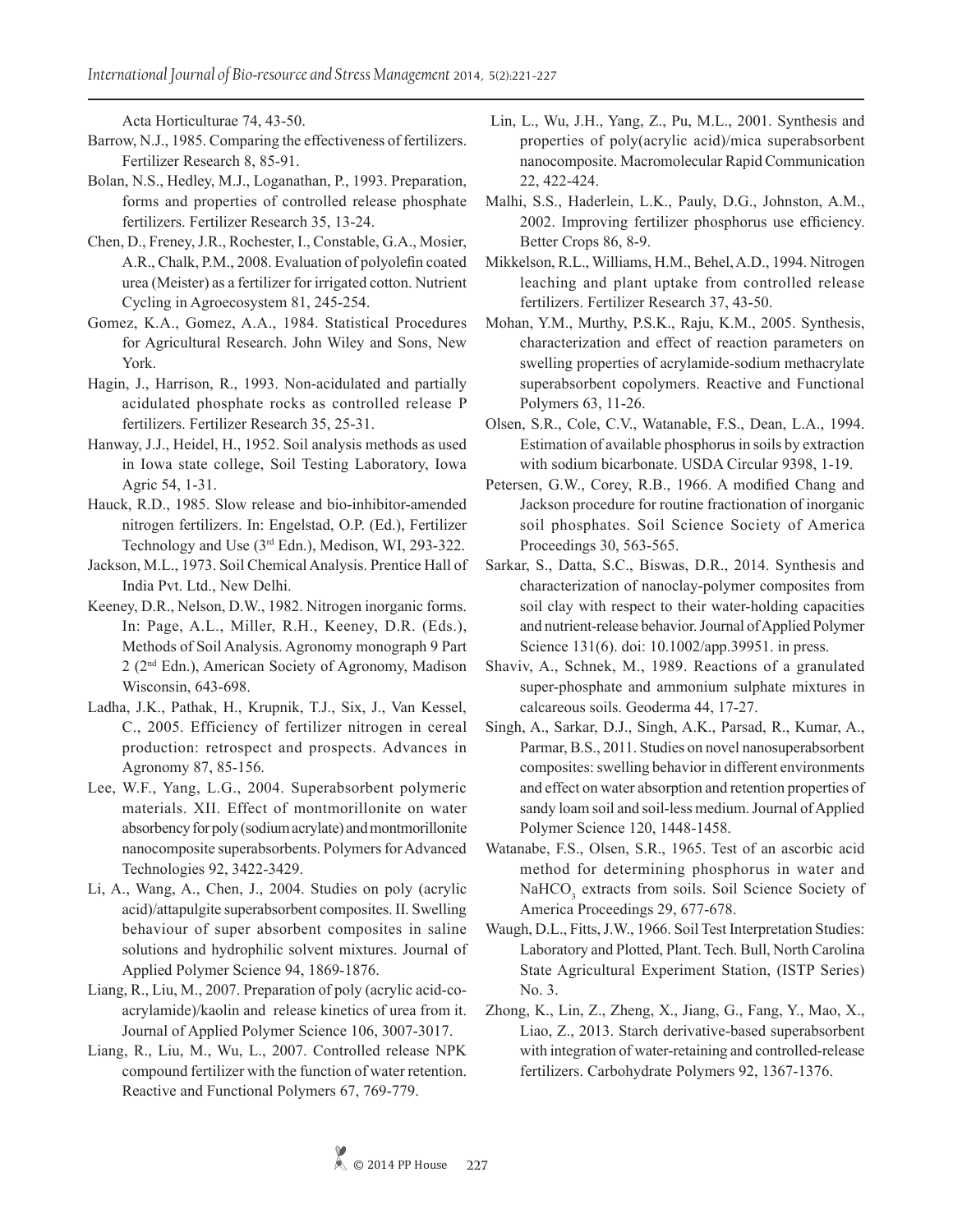Acta Horticulturae 74, 43-50.

Barrow, N.J., 1985. Comparing the effectiveness of fertilizers. Fertilizer Research 8, 85-91.

Bolan, N.S., Hedley, M.J., Loganathan, P., 1993. Preparation, forms and properties of controlled release phosphate fertilizers. Fertilizer Research 35, 13-24.

Chen, D., Freney, J.R., Rochester, I., Constable, G.A., Mosier, A.R., Chalk, P.M., 2008. Evaluation of polyolefin coated urea (Meister) as a fertilizer for irrigated cotton. Nutrient Cycling in Agroecosystem 81, 245-254.

Gomez, K.A., Gomez, A.A., 1984. Statistical Procedures for Agricultural Research. John Wiley and Sons, New York.

Hagin, J., Harrison, R., 1993. Non-acidulated and partially acidulated phosphate rocks as controlled release P fertilizers. Fertilizer Research 35, 25-31.

Hanway, J.J., Heidel, H., 1952. Soil analysis methods as used in Iowa state college, Soil Testing Laboratory, Iowa Agric 54, 1-31.

Hauck, R.D., 1985. Slow release and bio-inhibitor-amended nitrogen fertilizers. In: Engelstad, O.P. (Ed.), Fertilizer Technology and Use (3rd Edn.), Medison, WI, 293-322.

Jackson, M.L., 1973. Soil Chemical Analysis. Prentice Hall of India Pvt. Ltd., New Delhi.

Keeney, D.R., Nelson, D.W., 1982. Nitrogen inorganic forms. In: Page, A.L., Miller, R.H., Keeney, D.R. (Eds.), Methods of Soil Analysis. Agronomy monograph 9 Part 2 (2nd Edn.), American Society of Agronomy, Madison Wisconsin, 643-698.

Ladha, J.K., Pathak, H., Krupnik, T.J., Six, J., Van Kessel, C., 2005. Efficiency of fertilizer nitrogen in cereal production: retrospect and prospects. Advances in Agronomy 87, 85-156.

Lee, W.F., Yang, L.G., 2004. Superabsorbent polymeric materials. XII. Effect of montmorillonite on water absorbency for poly (sodium acrylate) and montmorillonite nanocomposite superabsorbents. Polymers for Advanced Technologies 92, 3422-3429.

Li, A., Wang, A., Chen, J., 2004. Studies on poly (acrylic acid)/attapulgite superabsorbent composites. II. Swelling behaviour of super absorbent composites in saline solutions and hydrophilic solvent mixtures. Journal of Applied Polymer Science 94, 1869-1876.

Liang, R., Liu, M., 2007. Preparation of poly (acrylic acid-co-acrylamide)/kaolin and release kinetics of urea from it. Journal of Applied Polymer Science 106, 3007-3017.

Liang, R., Liu, M., Wu, L., 2007. Controlled release NPK compound fertilizer with the function of water retention. Reactive and Functional Polymers 67, 769-779.

Lin, L., Wu, J.H., Yang, Z., Pu, M.L., 2001. Synthesis and properties of poly(acrylic acid)/mica superabsorbent nanocomposite. Macromolecular Rapid Communication 22, 422-424.

Malhi, S.S., Haderlein, L.K., Pauly, D.G., Johnston, A.M., 2002. Improving fertilizer phosphorus use efficiency. Better Crops 86, 8-9.

Mikkelson, R.L., Williams, H.M., Behel, A.D., 1994. Nitrogen leaching and plant uptake from controlled release fertilizers. Fertilizer Research 37, 43-50.

Mohan, Y.M., Murthy, P.S.K., Raju, K.M., 2005. Synthesis, characterization and effect of reaction parameters on swelling properties of acrylamide-sodium methacrylate superabsorbent copolymers. Reactive and Functional Polymers 63, 11-26.

Olsen, S.R., Cole, C.V., Watanable, F.S., Dean, L.A., 1994. Estimation of available phosphorus in soils by extraction with sodium bicarbonate. USDA Circular 9398, 1-19.

Petersen, G.W., Corey, R.B., 1966. A modified Chang and Jackson procedure for routine fractionation of inorganic soil phosphates. Soil Science Society of America Proceedings 30, 563-565.

Sarkar, S., Datta, S.C., Biswas, D.R., 2014. Synthesis and characterization of nanoclay-polymer composites from soil clay with respect to their water-holding capacities and nutrient-release behavior. Journal of Applied Polymer Science 131(6). doi: 10.1002/app.39951. in press.

Shaviv, A., Schnek, M., 1989. Reactions of a granulated super-phosphate and ammonium sulphate mixtures in calcareous soils. Geoderma 44, 17-27.

Singh, A., Sarkar, D.J., Singh, A.K., Parsad, R., Kumar, A., Parmar, B.S., 2011. Studies on novel nanosuperabsorbent composites: swelling behavior in different environments and effect on water absorption and retention properties of sandy loam soil and soil-less medium. Journal of Applied Polymer Science 120, 1448-1458.

Watanabe, F.S., Olsen, S.R., 1965. Test of an ascorbic acid method for determining phosphorus in water and $NaHCO_3$ extracts from soils. Soil Science Society of America Proceedings 29, 677-678.

Waugh, D.L., Fitts, J.W., 1966. Soil Test Interpretation Studies: Laboratory and Plotted, Plant. Tech. Bull, North Carolina State Agricultural Experiment Station, (ISTP Series) No. 3.

Zhong, K., Lin, Z., Zheng, X., Jiang, G., Fang, Y., Mao, X., Liao, Z., 2013. Starch derivative-based superabsorbent with integration of water-retaining and controlled-release fertilizers. Carbohydrate Polymers 92, 1367-1376.